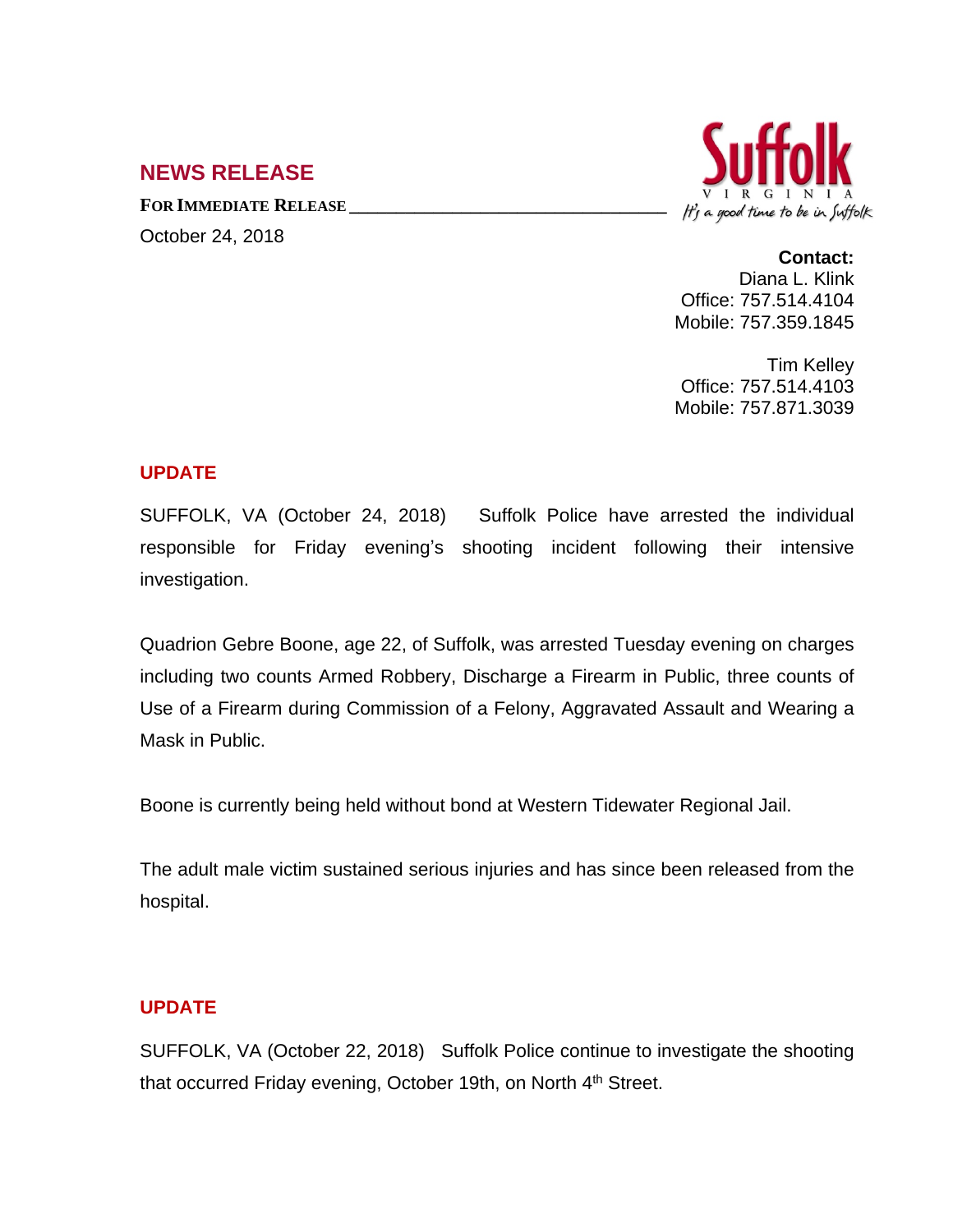## NEWS RELEASE

**FOR IMMEDIATE RELEASE**

October 24, 2018

Suffolk
VIRGINIA
It's a good time to be in Suffolk

**Contact:**
Diana L. Klink
Office: 757.514.4104
Mobile: 757.359.1845

Tim Kelley
Office: 757.514.4103
Mobile: 757.871.3039

### UPDATE

SUFFOLK, VA (October 24, 2018) Suffolk Police have arrested the individual responsible for Friday evening's shooting incident following their intensive investigation.

Quadrion Gebre Boone, age 22, of Suffolk, was arrested Tuesday evening on charges including two counts Armed Robbery, Discharge a Firearm in Public, three counts of Use of a Firearm during Commission of a Felony, Aggravated Assault and Wearing a Mask in Public.

Boone is currently being held without bond at Western Tidewater Regional Jail.

The adult male victim sustained serious injuries and has since been released from the hospital.

### UPDATE

SUFFOLK, VA (October 22, 2018) Suffolk Police continue to investigate the shooting that occurred Friday evening, October 19th, on North 4th Street.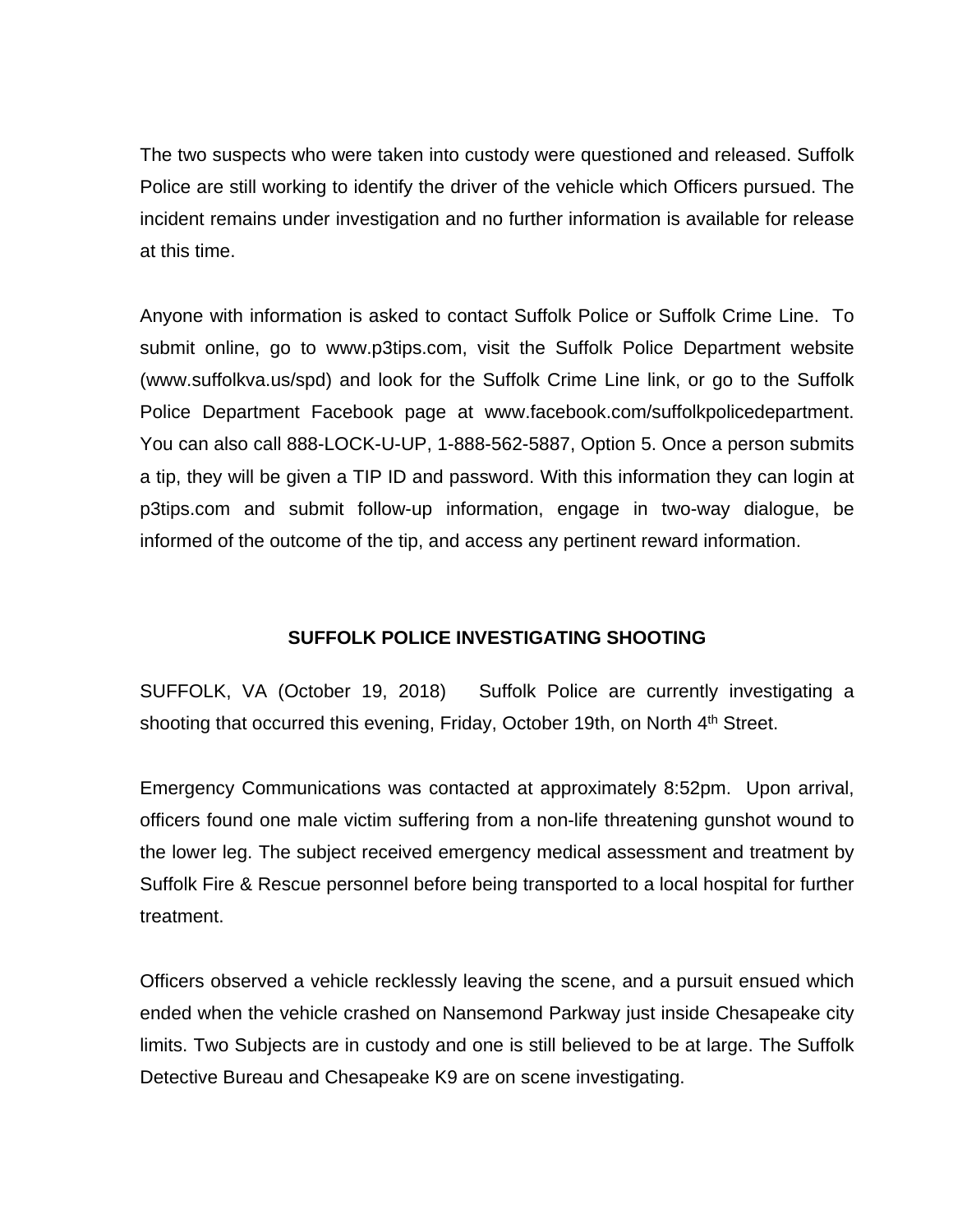The two suspects who were taken into custody were questioned and released. Suffolk Police are still working to identify the driver of the vehicle which Officers pursued. The incident remains under investigation and no further information is available for release at this time.

Anyone with information is asked to contact Suffolk Police or Suffolk Crime Line. To submit online, go to www.p3tips.com, visit the Suffolk Police Department website (www.suffolkva.us/spd) and look for the Suffolk Crime Line link, or go to the Suffolk Police Department Facebook page at www.facebook.com/suffolkpolicedepartment. You can also call 888-LOCK-U-UP, 1-888-562-5887, Option 5. Once a person submits a tip, they will be given a TIP ID and password. With this information they can login at p3tips.com and submit follow-up information, engage in two-way dialogue, be informed of the outcome of the tip, and access any pertinent reward information.

## SUFFOLK POLICE INVESTIGATING SHOOTING

SUFFOLK, VA (October 19, 2018) Suffolk Police are currently investigating a shooting that occurred this evening, Friday, October 19th, on North 4th Street.

Emergency Communications was contacted at approximately 8:52pm. Upon arrival, officers found one male victim suffering from a non-life threatening gunshot wound to the lower leg. The subject received emergency medical assessment and treatment by Suffolk Fire & Rescue personnel before being transported to a local hospital for further treatment.

Officers observed a vehicle recklessly leaving the scene, and a pursuit ensued which ended when the vehicle crashed on Nansemond Parkway just inside Chesapeake city limits. Two Subjects are in custody and one is still believed to be at large. The Suffolk Detective Bureau and Chesapeake K9 are on scene investigating.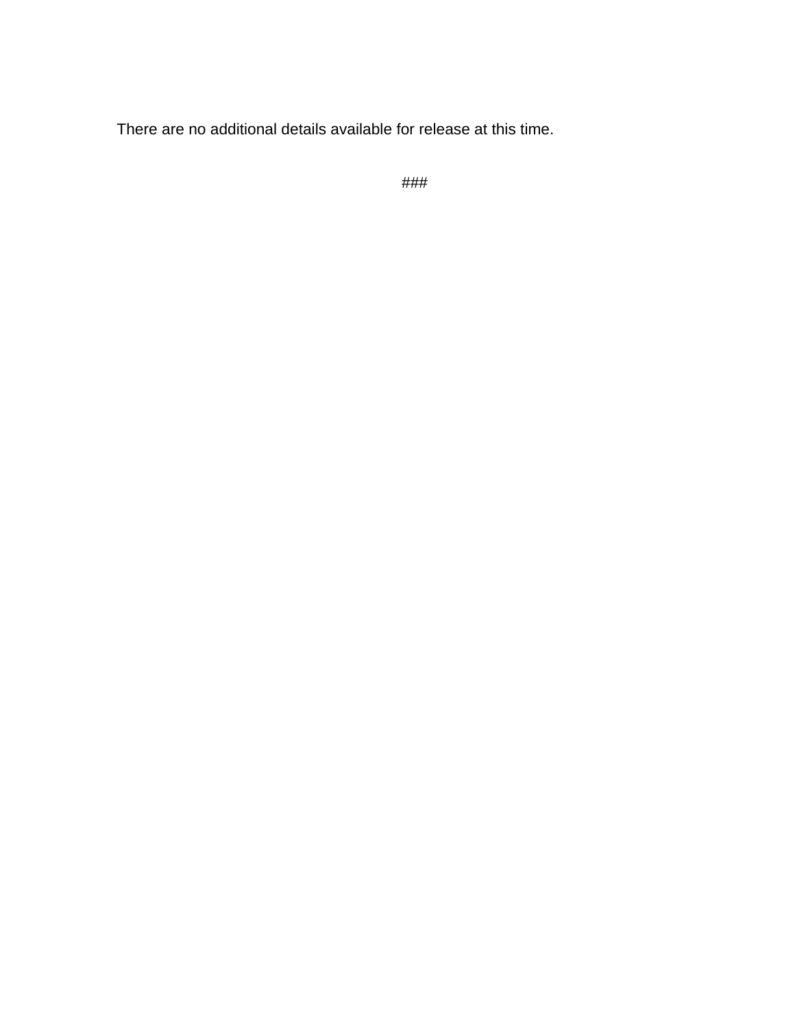There are no additional details available for release at this time.

###